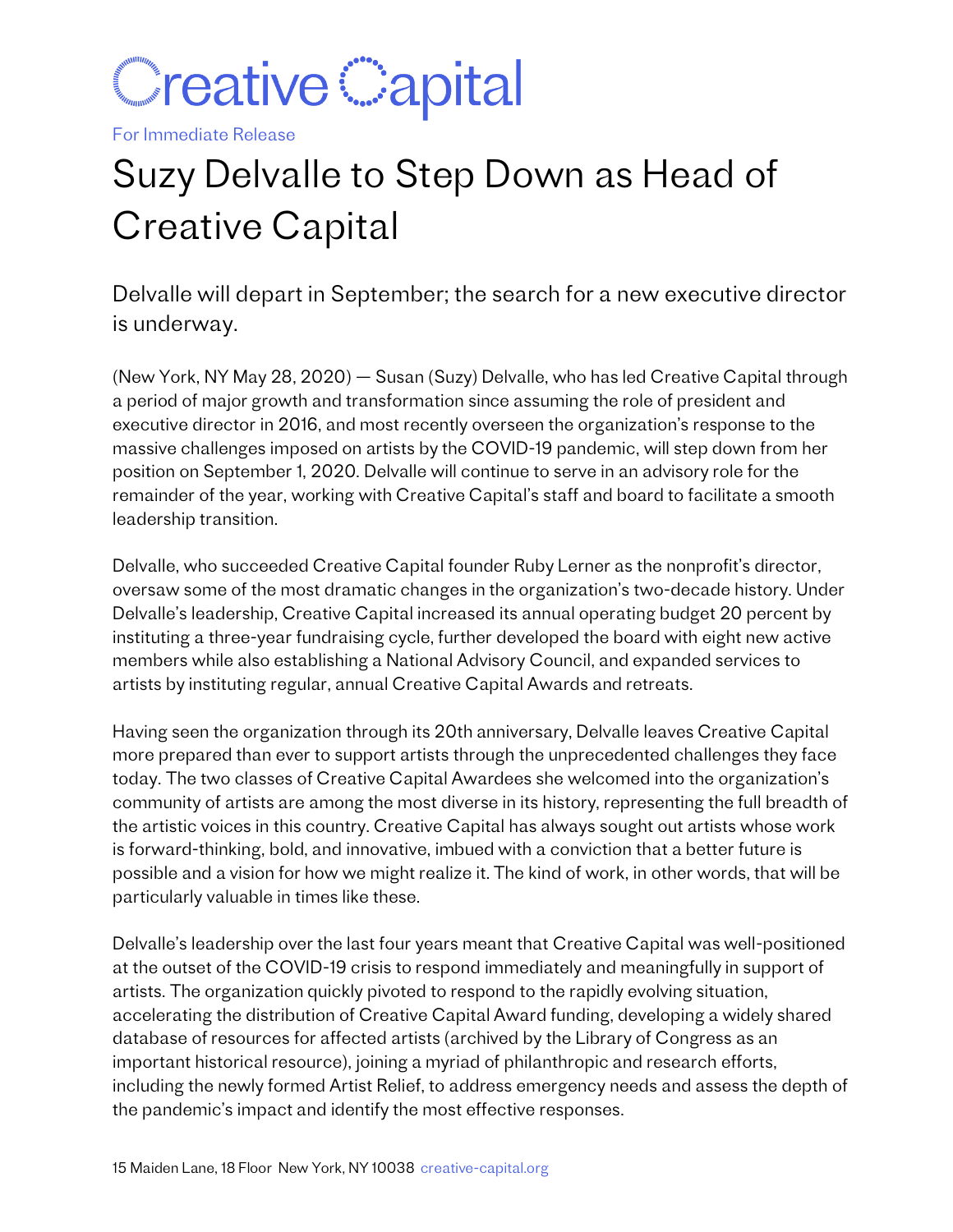Creative Capital

For Immediate Release

# Suzy Delvalle to Step Down as Head of Creative Capital

## Delvalle will depart in September; the search for a new executive director is underway.

(New York, NY May 28, 2020) — Susan (Suzy) Delvalle, who has led Creative Capital through a period of major growth and transformation since assuming the role of president and executive director in 2016, and most recently overseen the organization's response to the massive challenges imposed on artists by the COVID-19 pandemic, will step down from her position on September 1, 2020. Delvalle will continue to serve in an advisory role for the remainder of the year, working with Creative Capital's staff and board to facilitate a smooth leadership transition.

Delvalle, who succeeded Creative Capital founder Ruby Lerner as the nonprofit's director, oversaw some of the most dramatic changes in the organization's two-decade history. Under Delvalle's leadership, Creative Capital increased its annual operating budget 20 percent by instituting a three-year fundraising cycle, further developed the board with eight new active members while also establishing a National Advisory Council, and expanded services to artists by instituting regular, annual Creative Capital Awards and retreats.

Having seen the organization through its 20th anniversary, Delvalle leaves Creative Capital more prepared than ever to support artists through the unprecedented challenges they face today. The two classes of Creative Capital Awardees she welcomed into the organization's community of artists are among the most diverse in its history, representing the full breadth of the artistic voices in this country. Creative Capital has always sought out artists whose work is forward-thinking, bold, and innovative, imbued with a conviction that a better future is possible and a vision for how we might realize it. The kind of work, in other words, that will be particularly valuable in times like these.

Delvalle's leadership over the last four years meant that Creative Capital was well-positioned at the outset of the COVID-19 crisis to respond immediately and meaningfully in support of artists. The organization quickly pivoted to respond to the rapidly evolving situation, accelerating the distribution of Creative Capital Award funding, developing a widely shared database of resources for affected artists (archived by the Library of Congress as an important historical resource), joining a myriad of philanthropic and research efforts, including the newly formed Artist Relief, to address emergency needs and assess the depth of the pandemic's impact and identify the most effective responses.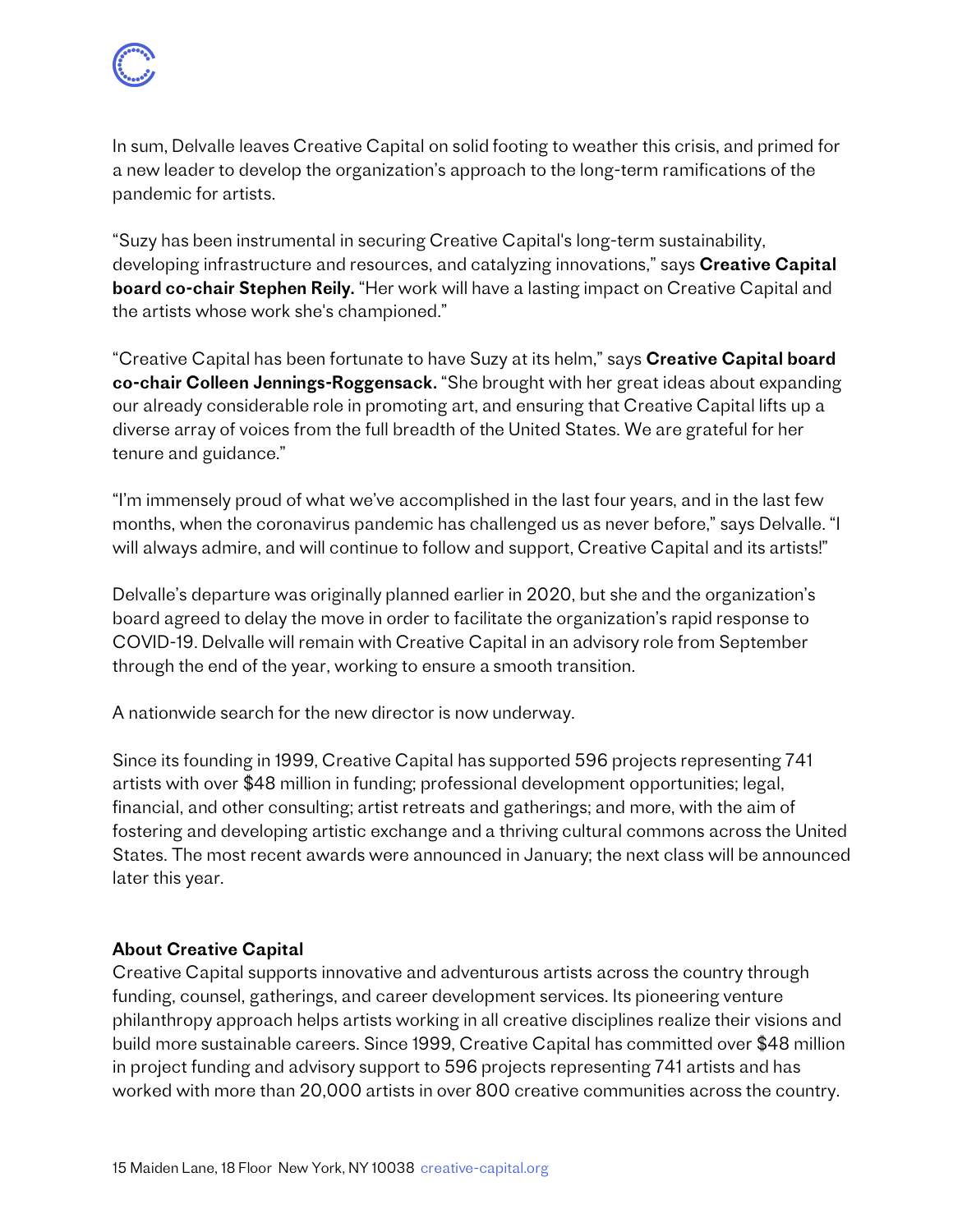In sum, Delvalle leaves Creative Capital on solid footing to weather this crisis, and primed for a new leader to develop the organization's approach to the long-term ramifications of the pandemic for artists.

"Suzy has been instrumental in securing Creative Capital's long-term sustainability, developing infrastructure and resources, and catalyzing innovations," says **Creative Capital board co-chair Stephen Reily.** "Her work will have a lasting impact on Creative Capital and the artists whose work she's championed."

"Creative Capital has been fortunate to have Suzy at its helm," says **Creative Capital board co-chair Colleen Jennings-Roggensack.** "She brought with her great ideas about expanding our already considerable role in promoting art, and ensuring that Creative Capital lifts up a diverse array of voices from the full breadth of the United States. We are grateful for her tenure and guidance."

"I'm immensely proud of what we've accomplished in the last four years, and in the last few months, when the coronavirus pandemic has challenged us as never before," says Delvalle. "I will always admire, and will continue to follow and support, Creative Capital and its artists!"

Delvalle's departure was originally planned earlier in 2020, but she and the organization's board agreed to delay the move in order to facilitate the organization's rapid response to COVID-19. Delvalle will remain with Creative Capital in an advisory role from September through the end of the year, working to ensure a smooth transition.

A nationwide search for the new director is now underway.

Since its founding in 1999, Creative Capital has supported 596 projects representing 741 artists with over $48 million in funding; professional development opportunities; legal, financial, and other consulting; artist retreats and gatherings; and more, with the aim of fostering and developing artistic exchange and a thriving cultural commons across the United States. The most recent awards were announced in January; the next class will be announced later this year.

**About Creative Capital**

Creative Capital supports innovative and adventurous artists across the country through funding, counsel, gatherings, and career development services. Its pioneering venture philanthropy approach helps artists working in all creative disciplines realize their visions and build more sustainable careers. Since 1999, Creative Capital has committed over $48 million in project funding and advisory support to 596 projects representing 741 artists and has worked with more than 20,000 artists in over 800 creative communities across the country.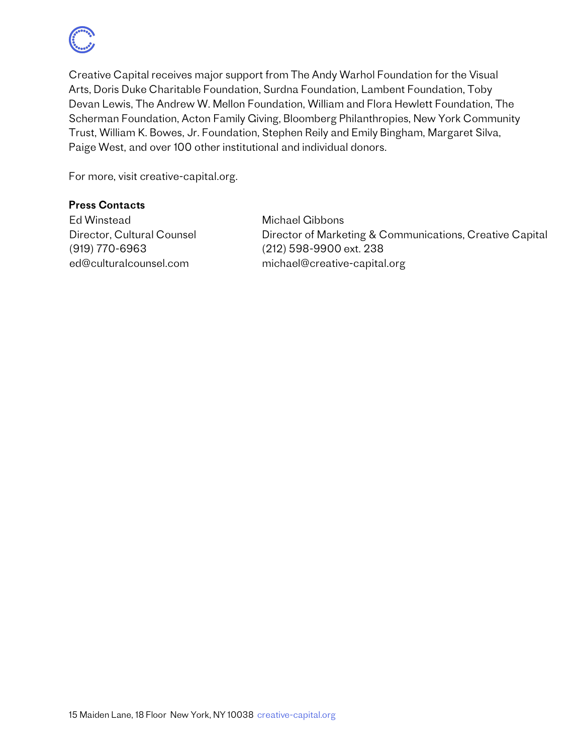Creative Capital receives major support from The Andy Warhol Foundation for the Visual Arts, Doris Duke Charitable Foundation, Surdna Foundation, Lambent Foundation, Toby Devan Lewis, The Andrew W. Mellon Foundation, William and Flora Hewlett Foundation, The Scherman Foundation, Acton Family Giving, Bloomberg Philanthropies, New York Community Trust, William K. Bowes, Jr. Foundation, Stephen Reily and Emily Bingham, Margaret Silva, Paige West, and over 100 other institutional and individual donors.

For more, visit creative-capital.org.

**Press Contacts**

Ed Winstead
Director, Cultural Counsel
(919) 770-6963
ed@culturalcounsel.com

Michael Gibbons
Director of Marketing & Communications, Creative Capital
(212) 598-9900 ext. 238
michael@creative-capital.org

15 Maiden Lane, 18 Floor New York, NY 10038 creative-capital.org